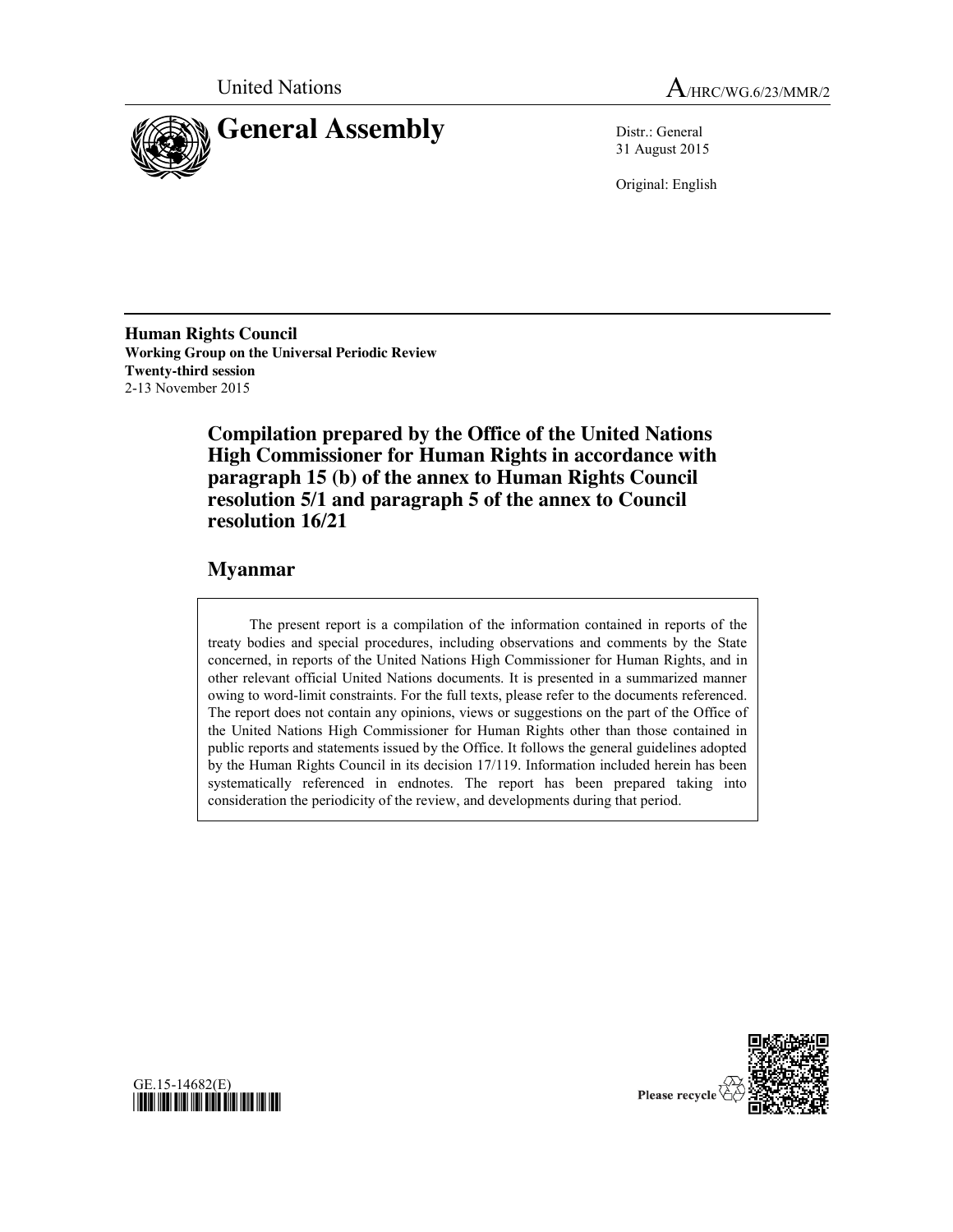United Nations A/HRC/WG.6/23/MMR/2

# General Assembly

Distr.: General
31 August 2015

Original: English

**Human Rights Council**
**Working Group on the Universal Periodic Review**
**Twenty-third session**
2-13 November 2015

## Compilation prepared by the Office of the United Nations High Commissioner for Human Rights in accordance with paragraph 15 (b) of the annex to Human Rights Council resolution 5/1 and paragraph 5 of the annex to Council resolution 16/21

## Myanmar

The present report is a compilation of the information contained in reports of the treaty bodies and special procedures, including observations and comments by the State concerned, in reports of the United Nations High Commissioner for Human Rights, and in other relevant official United Nations documents. It is presented in a summarized manner owing to word-limit constraints. For the full texts, please refer to the documents referenced. The report does not contain any opinions, views or suggestions on the part of the Office of the United Nations High Commissioner for Human Rights other than those contained in public reports and statements issued by the Office. It follows the general guidelines adopted by the Human Rights Council in its decision 17/119. Information included herein has been systematically referenced in endnotes. The report has been prepared taking into consideration the periodicity of the review, and developments during that period.

GE.15-14682(E)

Please recycle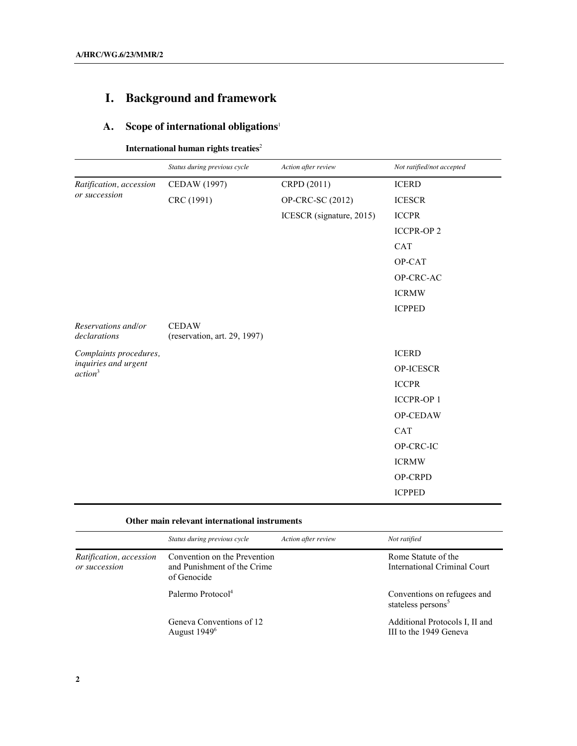# I. Background and framework

## A. Scope of international obligations[1]

### International human rights treaties[2]

| | *Status during previous cycle* | *Action after review* | *Not ratified/not accepted* |
|---|---|---|---|
| *Ratification, accession or succession* | CEDAW (1997) | CRPD (2011) | ICERD |
| | CRC (1991) | OP-CRC-SC (2012) | ICESCR |
| | | ICESCR (signature, 2015) | ICCPR |
| | | | ICCPR-OP 2 |
| | | | CAT |
| | | | OP-CAT |
| | | | OP-CRC-AC |
| | | | ICRMW |
| | | | ICPPED |
| *Reservations and/or declarations* | CEDAW (reservation, art. 29, 1997) | | |
| *Complaints procedures, inquiries and urgent action*[3] | | | ICERD |
| | | | OP-ICESCR |
| | | | ICCPR |
| | | | ICCPR-OP 1 |
| | | | OP-CEDAW |
| | | | CAT |
| | | | OP-CRC-IC |
| | | | ICRMW |
| | | | OP-CRPD |
| | | | ICPPED |

### Other main relevant international instruments

| | *Status during previous cycle* | *Action after review* | *Not ratified* |
|---|---|---|---|
| *Ratification, accession or succession* | Convention on the Prevention and Punishment of the Crime of Genocide | | Rome Statute of the International Criminal Court |
| | Palermo Protocol[4] | | Conventions on refugees and stateless persons[5] |
| | Geneva Conventions of 12 August 1949[6] | | Additional Protocols I, II and III to the 1949 Geneva |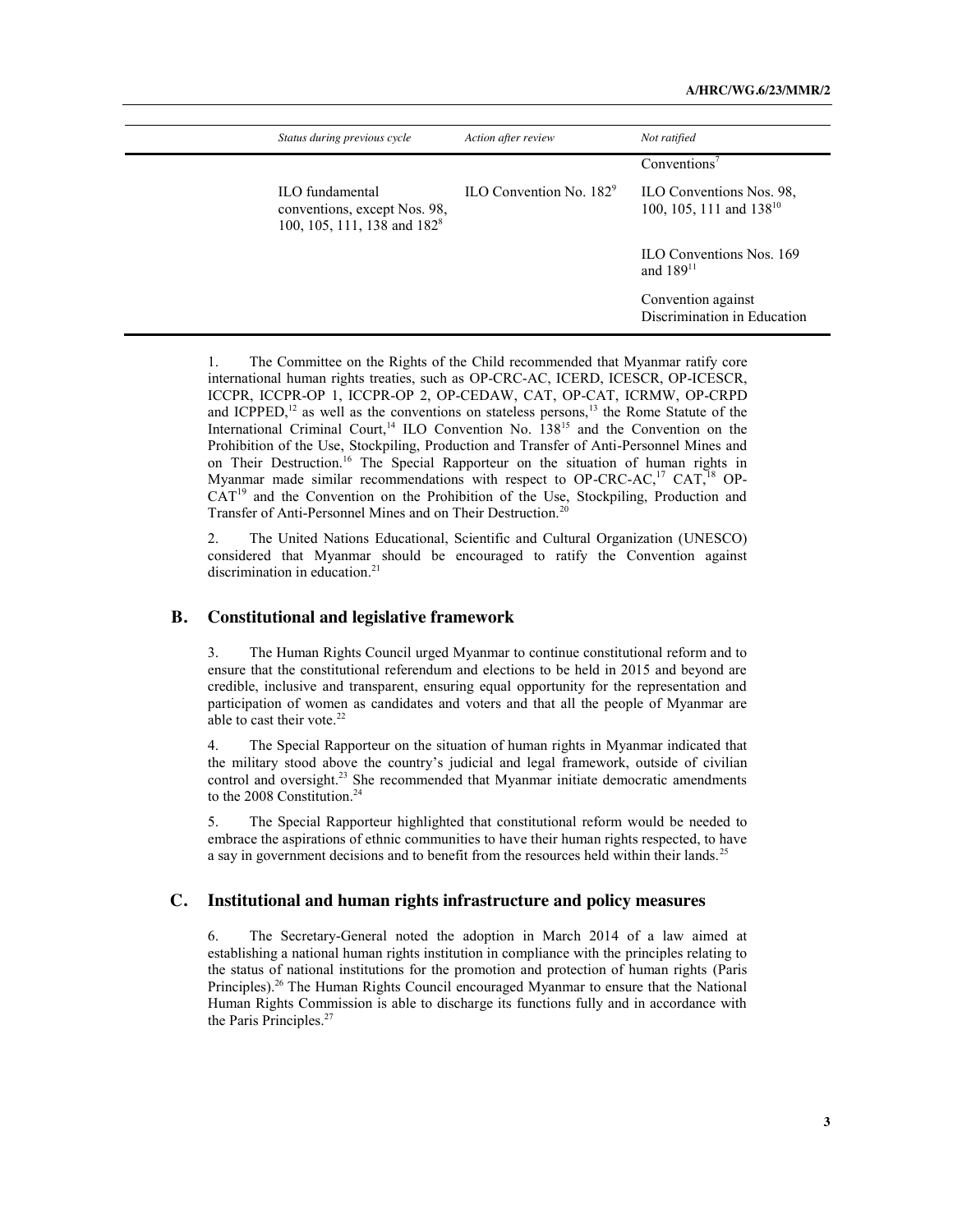| *Status during previous cycle* | *Action after review* | *Not ratified* |
|---|---|---|
| | | Conventions[7] |
| ILO fundamental conventions, except Nos. 98, 100, 105, 111, 138 and 182[8] | ILO Convention No. 182[9] | ILO Conventions Nos. 98, 100, 105, 111 and 138[10] |
| | | ILO Conventions Nos. 169 and 189[11] |
| | | Convention against Discrimination in Education |

1. The Committee on the Rights of the Child recommended that Myanmar ratify core international human rights treaties, such as OP-CRC-AC, ICERD, ICESCR, OP-ICESCR, ICCPR, ICCPR-OP 1, ICCPR-OP 2, OP-CEDAW, CAT, OP-CAT, ICRMW, OP-CRPD and ICPPED,[12] as well as the conventions on stateless persons,[13] the Rome Statute of the International Criminal Court,[14] ILO Convention No. 138[15] and the Convention on the Prohibition of the Use, Stockpiling, Production and Transfer of Anti-Personnel Mines and on Their Destruction.[16] The Special Rapporteur on the situation of human rights in Myanmar made similar recommendations with respect to OP-CRC-AC,[17] CAT,[18] OP-CAT[19] and the Convention on the Prohibition of the Use, Stockpiling, Production and Transfer of Anti-Personnel Mines and on Their Destruction.[20]

2. The United Nations Educational, Scientific and Cultural Organization (UNESCO) considered that Myanmar should be encouraged to ratify the Convention against discrimination in education.[21]

## B. Constitutional and legislative framework

3. The Human Rights Council urged Myanmar to continue constitutional reform and to ensure that the constitutional referendum and elections to be held in 2015 and beyond are credible, inclusive and transparent, ensuring equal opportunity for the representation and participation of women as candidates and voters and that all the people of Myanmar are able to cast their vote.[22]

4. The Special Rapporteur on the situation of human rights in Myanmar indicated that the military stood above the country's judicial and legal framework, outside of civilian control and oversight.[23] She recommended that Myanmar initiate democratic amendments to the 2008 Constitution.[24]

5. The Special Rapporteur highlighted that constitutional reform would be needed to embrace the aspirations of ethnic communities to have their human rights respected, to have a say in government decisions and to benefit from the resources held within their lands.[25]

## C. Institutional and human rights infrastructure and policy measures

6. The Secretary-General noted the adoption in March 2014 of a law aimed at establishing a national human rights institution in compliance with the principles relating to the status of national institutions for the promotion and protection of human rights (Paris Principles).[26] The Human Rights Council encouraged Myanmar to ensure that the National Human Rights Commission is able to discharge its functions fully and in accordance with the Paris Principles.[27]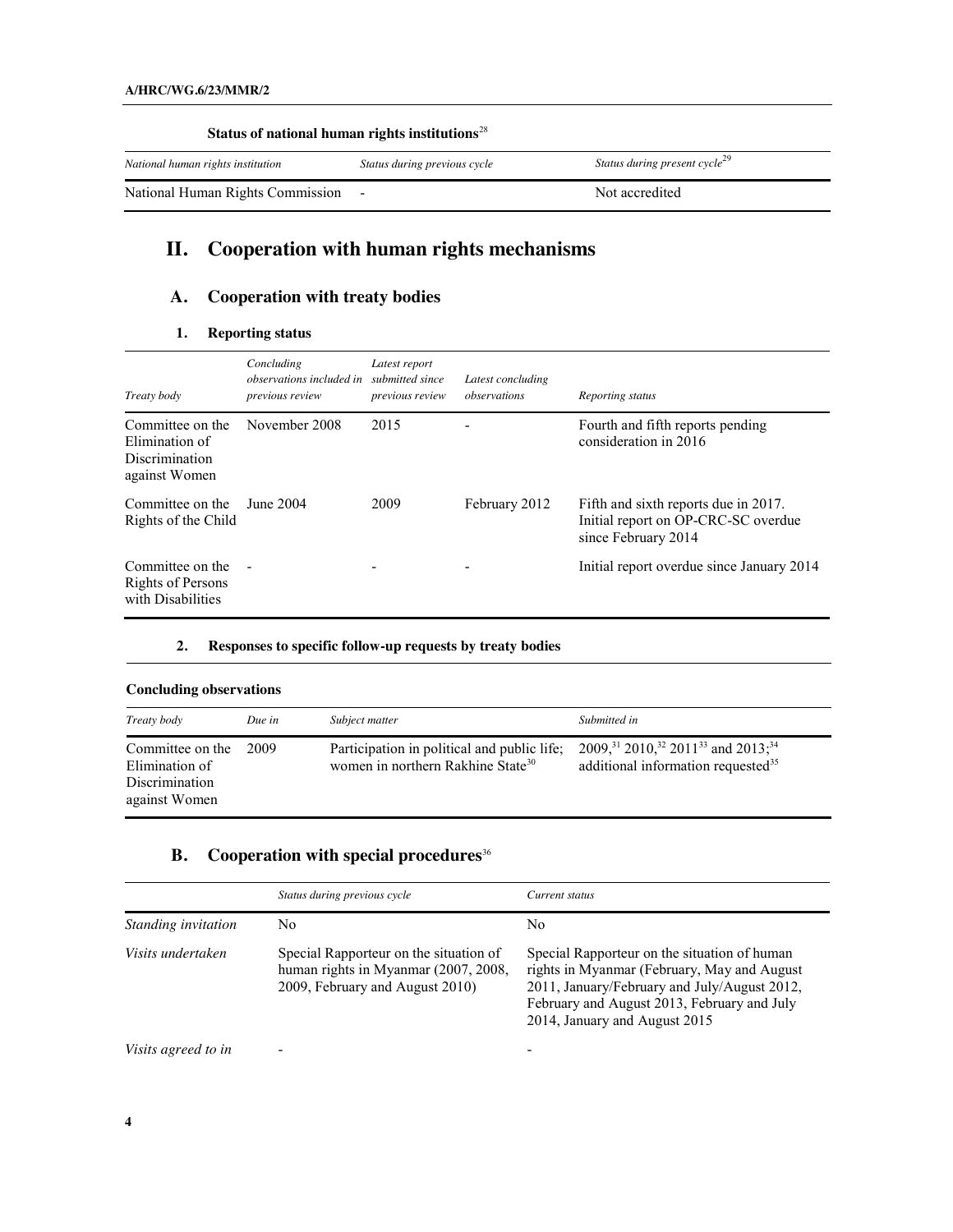**Status of national human rights institutions**[28]

| *National human rights institution* | *Status during previous cycle* | *Status during present cycle*[29] |
|---|---|---|
| National Human Rights Commission | - | Not accredited |

# II. Cooperation with human rights mechanisms

## A. Cooperation with treaty bodies

### 1. Reporting status

| *Treaty body* | *Concluding observations included in previous review* | *Latest report submitted since previous review* | *Latest concluding observations* | *Reporting status* |
|---|---|---|---|---|
| Committee on the Elimination of Discrimination against Women | November 2008 | 2015 | - | Fourth and fifth reports pending consideration in 2016 |
| Committee on the Rights of the Child | June 2004 | 2009 | February 2012 | Fifth and sixth reports due in 2017. Initial report on OP-CRC-SC overdue since February 2014 |
| Committee on the Rights of Persons with Disabilities | - | - | - | Initial report overdue since January 2014 |

### 2. Responses to specific follow-up requests by treaty bodies

**Concluding observations**

| *Treaty body* | *Due in* | *Subject matter* | *Submitted in* |
|---|---|---|---|
| Committee on the Elimination of Discrimination against Women | 2009 | Participation in political and public life; women in northern Rakhine State[30] | 2009,[31] 2010,[32] 2011[33] and 2013;[34] additional information requested[35] |

## B. Cooperation with special procedures[36]

| | *Status during previous cycle* | *Current status* |
|---|---|---|
| *Standing invitation* | No | No |
| *Visits undertaken* | Special Rapporteur on the situation of human rights in Myanmar (2007, 2008, 2009, February and August 2010) | Special Rapporteur on the situation of human rights in Myanmar (February, May and August 2011, January/February and July/August 2012, February and August 2013, February and July 2014, January and August 2015 |
| *Visits agreed to in* | - | - |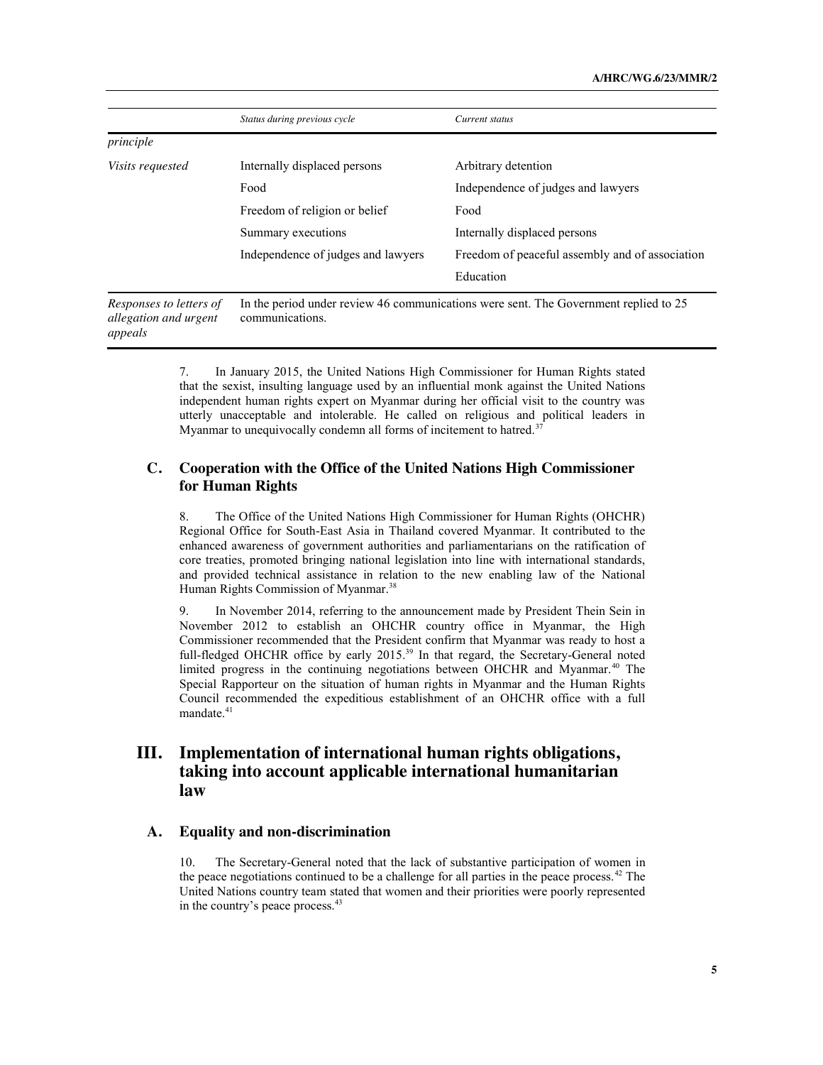| | *Status during previous cycle* | *Current status* |
|---|---|---|
| *principle* | | |
| *Visits requested* | Internally displaced persons | Arbitrary detention |
| | Food | Independence of judges and lawyers |
| | Freedom of religion or belief | Food |
| | Summary executions | Internally displaced persons |
| | Independence of judges and lawyers | Freedom of peaceful assembly and of association |
| | | Education |
| *Responses to letters of allegation and urgent appeals* | In the period under review 46 communications were sent. The Government replied to 25 communications. | |

7. In January 2015, the United Nations High Commissioner for Human Rights stated that the sexist, insulting language used by an influential monk against the United Nations independent human rights expert on Myanmar during her official visit to the country was utterly unacceptable and intolerable. He called on religious and political leaders in Myanmar to unequivocally condemn all forms of incitement to hatred.[37]

## C. Cooperation with the Office of the United Nations High Commissioner for Human Rights

8. The Office of the United Nations High Commissioner for Human Rights (OHCHR) Regional Office for South-East Asia in Thailand covered Myanmar. It contributed to the enhanced awareness of government authorities and parliamentarians on the ratification of core treaties, promoted bringing national legislation into line with international standards, and provided technical assistance in relation to the new enabling law of the National Human Rights Commission of Myanmar.[38]

9. In November 2014, referring to the announcement made by President Thein Sein in November 2012 to establish an OHCHR country office in Myanmar, the High Commissioner recommended that the President confirm that Myanmar was ready to host a full-fledged OHCHR office by early 2015.[39] In that regard, the Secretary-General noted limited progress in the continuing negotiations between OHCHR and Myanmar.[40] The Special Rapporteur on the situation of human rights in Myanmar and the Human Rights Council recommended the expeditious establishment of an OHCHR office with a full mandate.[41]

# III. Implementation of international human rights obligations, taking into account applicable international humanitarian law

## A. Equality and non-discrimination

10. The Secretary-General noted that the lack of substantive participation of women in the peace negotiations continued to be a challenge for all parties in the peace process.[42] The United Nations country team stated that women and their priorities were poorly represented in the country's peace process.[43]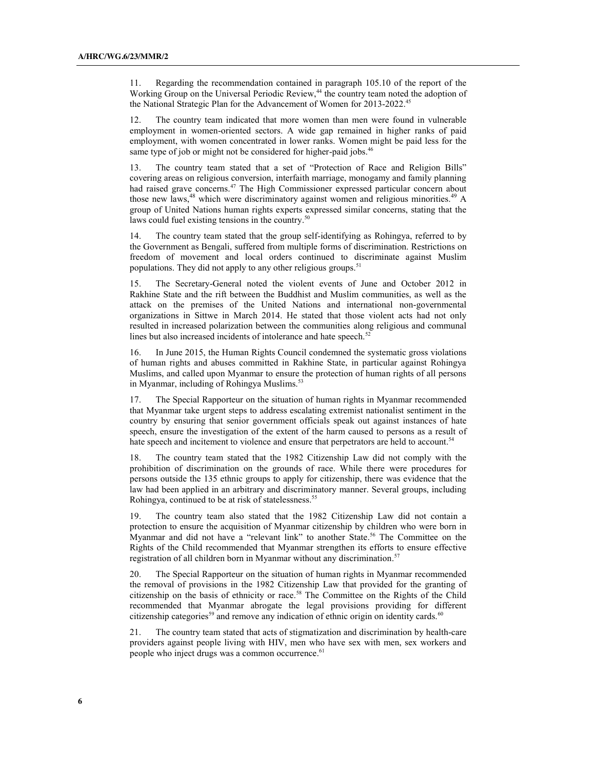11. Regarding the recommendation contained in paragraph 105.10 of the report of the Working Group on the Universal Periodic Review,[44] the country team noted the adoption of the National Strategic Plan for the Advancement of Women for 2013-2022.[45]

12. The country team indicated that more women than men were found in vulnerable employment in women-oriented sectors. A wide gap remained in higher ranks of paid employment, with women concentrated in lower ranks. Women might be paid less for the same type of job or might not be considered for higher-paid jobs.[46]

13. The country team stated that a set of "Protection of Race and Religion Bills" covering areas on religious conversion, interfaith marriage, monogamy and family planning had raised grave concerns.[47] The High Commissioner expressed particular concern about those new laws,[48] which were discriminatory against women and religious minorities.[49] A group of United Nations human rights experts expressed similar concerns, stating that the laws could fuel existing tensions in the country.[50]

14. The country team stated that the group self-identifying as Rohingya, referred to by the Government as Bengali, suffered from multiple forms of discrimination. Restrictions on freedom of movement and local orders continued to discriminate against Muslim populations. They did not apply to any other religious groups.[51]

15. The Secretary-General noted the violent events of June and October 2012 in Rakhine State and the rift between the Buddhist and Muslim communities, as well as the attack on the premises of the United Nations and international non-governmental organizations in Sittwe in March 2014. He stated that those violent acts had not only resulted in increased polarization between the communities along religious and communal lines but also increased incidents of intolerance and hate speech.[52]

16. In June 2015, the Human Rights Council condemned the systematic gross violations of human rights and abuses committed in Rakhine State, in particular against Rohingya Muslims, and called upon Myanmar to ensure the protection of human rights of all persons in Myanmar, including of Rohingya Muslims.[53]

17. The Special Rapporteur on the situation of human rights in Myanmar recommended that Myanmar take urgent steps to address escalating extremist nationalist sentiment in the country by ensuring that senior government officials speak out against instances of hate speech, ensure the investigation of the extent of the harm caused to persons as a result of hate speech and incitement to violence and ensure that perpetrators are held to account.[54]

18. The country team stated that the 1982 Citizenship Law did not comply with the prohibition of discrimination on the grounds of race. While there were procedures for persons outside the 135 ethnic groups to apply for citizenship, there was evidence that the law had been applied in an arbitrary and discriminatory manner. Several groups, including Rohingya, continued to be at risk of statelessness.[55]

19. The country team also stated that the 1982 Citizenship Law did not contain a protection to ensure the acquisition of Myanmar citizenship by children who were born in Myanmar and did not have a "relevant link" to another State.[56] The Committee on the Rights of the Child recommended that Myanmar strengthen its efforts to ensure effective registration of all children born in Myanmar without any discrimination.[57]

20. The Special Rapporteur on the situation of human rights in Myanmar recommended the removal of provisions in the 1982 Citizenship Law that provided for the granting of citizenship on the basis of ethnicity or race.[58] The Committee on the Rights of the Child recommended that Myanmar abrogate the legal provisions providing for different citizenship categories[59] and remove any indication of ethnic origin on identity cards.[60]

21. The country team stated that acts of stigmatization and discrimination by health-care providers against people living with HIV, men who have sex with men, sex workers and people who inject drugs was a common occurrence.[61]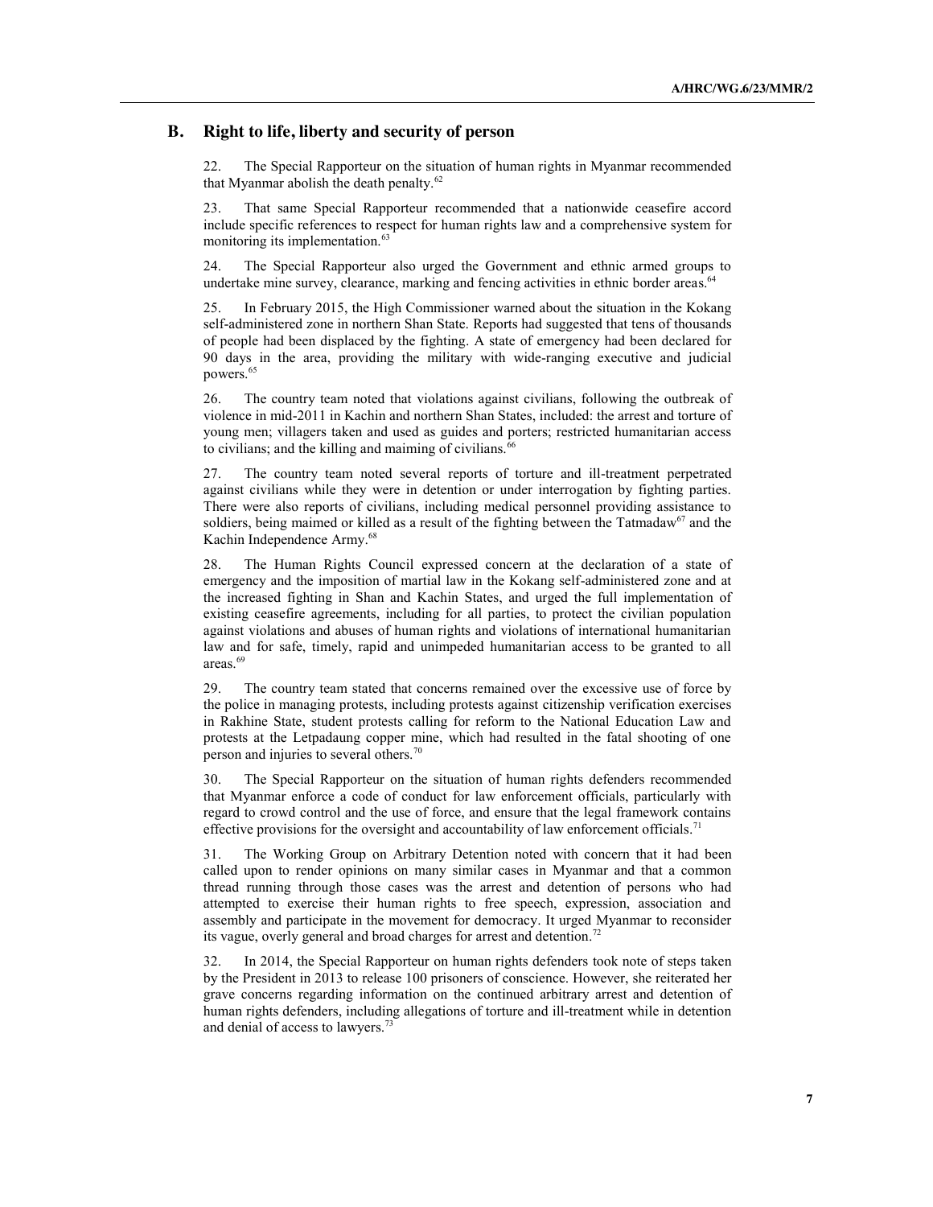## B. Right to life, liberty and security of person

22. The Special Rapporteur on the situation of human rights in Myanmar recommended that Myanmar abolish the death penalty.[62]

23. That same Special Rapporteur recommended that a nationwide ceasefire accord include specific references to respect for human rights law and a comprehensive system for monitoring its implementation.[63]

24. The Special Rapporteur also urged the Government and ethnic armed groups to undertake mine survey, clearance, marking and fencing activities in ethnic border areas.[64]

25. In February 2015, the High Commissioner warned about the situation in the Kokang self-administered zone in northern Shan State. Reports had suggested that tens of thousands of people had been displaced by the fighting. A state of emergency had been declared for 90 days in the area, providing the military with wide-ranging executive and judicial powers.[65]

26. The country team noted that violations against civilians, following the outbreak of violence in mid-2011 in Kachin and northern Shan States, included: the arrest and torture of young men; villagers taken and used as guides and porters; restricted humanitarian access to civilians; and the killing and maiming of civilians.[66]

27. The country team noted several reports of torture and ill-treatment perpetrated against civilians while they were in detention or under interrogation by fighting parties. There were also reports of civilians, including medical personnel providing assistance to soldiers, being maimed or killed as a result of the fighting between the Tatmadaw[67] and the Kachin Independence Army.[68]

28. The Human Rights Council expressed concern at the declaration of a state of emergency and the imposition of martial law in the Kokang self-administered zone and at the increased fighting in Shan and Kachin States, and urged the full implementation of existing ceasefire agreements, including for all parties, to protect the civilian population against violations and abuses of human rights and violations of international humanitarian law and for safe, timely, rapid and unimpeded humanitarian access to be granted to all areas.[69]

29. The country team stated that concerns remained over the excessive use of force by the police in managing protests, including protests against citizenship verification exercises in Rakhine State, student protests calling for reform to the National Education Law and protests at the Letpadaung copper mine, which had resulted in the fatal shooting of one person and injuries to several others.[70]

30. The Special Rapporteur on the situation of human rights defenders recommended that Myanmar enforce a code of conduct for law enforcement officials, particularly with regard to crowd control and the use of force, and ensure that the legal framework contains effective provisions for the oversight and accountability of law enforcement officials.[71]

31. The Working Group on Arbitrary Detention noted with concern that it had been called upon to render opinions on many similar cases in Myanmar and that a common thread running through those cases was the arrest and detention of persons who had attempted to exercise their human rights to free speech, expression, association and assembly and participate in the movement for democracy. It urged Myanmar to reconsider its vague, overly general and broad charges for arrest and detention.[72]

32. In 2014, the Special Rapporteur on human rights defenders took note of steps taken by the President in 2013 to release 100 prisoners of conscience. However, she reiterated her grave concerns regarding information on the continued arbitrary arrest and detention of human rights defenders, including allegations of torture and ill-treatment while in detention and denial of access to lawyers.[73]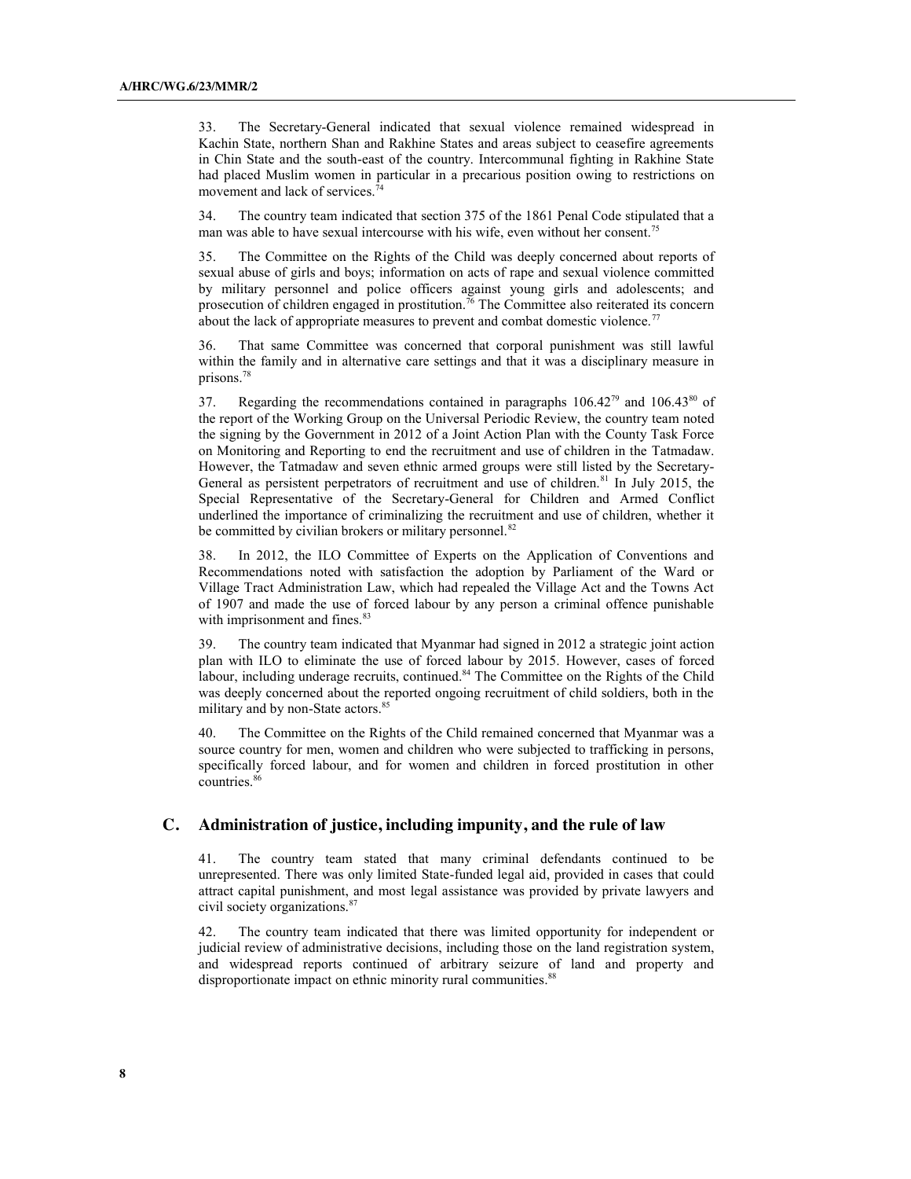33. The Secretary-General indicated that sexual violence remained widespread in Kachin State, northern Shan and Rakhine States and areas subject to ceasefire agreements in Chin State and the south-east of the country. Intercommunal fighting in Rakhine State had placed Muslim women in particular in a precarious position owing to restrictions on movement and lack of services.[74]

34. The country team indicated that section 375 of the 1861 Penal Code stipulated that a man was able to have sexual intercourse with his wife, even without her consent.[75]

35. The Committee on the Rights of the Child was deeply concerned about reports of sexual abuse of girls and boys; information on acts of rape and sexual violence committed by military personnel and police officers against young girls and adolescents; and prosecution of children engaged in prostitution.[76] The Committee also reiterated its concern about the lack of appropriate measures to prevent and combat domestic violence.[77]

36. That same Committee was concerned that corporal punishment was still lawful within the family and in alternative care settings and that it was a disciplinary measure in prisons.[78]

37. Regarding the recommendations contained in paragraphs 106.42[79] and 106.43[80] of the report of the Working Group on the Universal Periodic Review, the country team noted the signing by the Government in 2012 of a Joint Action Plan with the County Task Force on Monitoring and Reporting to end the recruitment and use of children in the Tatmadaw. However, the Tatmadaw and seven ethnic armed groups were still listed by the Secretary-General as persistent perpetrators of recruitment and use of children.[81] In July 2015, the Special Representative of the Secretary-General for Children and Armed Conflict underlined the importance of criminalizing the recruitment and use of children, whether it be committed by civilian brokers or military personnel.[82]

38. In 2012, the ILO Committee of Experts on the Application of Conventions and Recommendations noted with satisfaction the adoption by Parliament of the Ward or Village Tract Administration Law, which had repealed the Village Act and the Towns Act of 1907 and made the use of forced labour by any person a criminal offence punishable with imprisonment and fines.[83]

39. The country team indicated that Myanmar had signed in 2012 a strategic joint action plan with ILO to eliminate the use of forced labour by 2015. However, cases of forced labour, including underage recruits, continued.[84] The Committee on the Rights of the Child was deeply concerned about the reported ongoing recruitment of child soldiers, both in the military and by non-State actors.[85]

40. The Committee on the Rights of the Child remained concerned that Myanmar was a source country for men, women and children who were subjected to trafficking in persons, specifically forced labour, and for women and children in forced prostitution in other countries.[86]

## C. Administration of justice, including impunity, and the rule of law

41. The country team stated that many criminal defendants continued to be unrepresented. There was only limited State-funded legal aid, provided in cases that could attract capital punishment, and most legal assistance was provided by private lawyers and civil society organizations.[87]

42. The country team indicated that there was limited opportunity for independent or judicial review of administrative decisions, including those on the land registration system, and widespread reports continued of arbitrary seizure of land and property and disproportionate impact on ethnic minority rural communities.[88]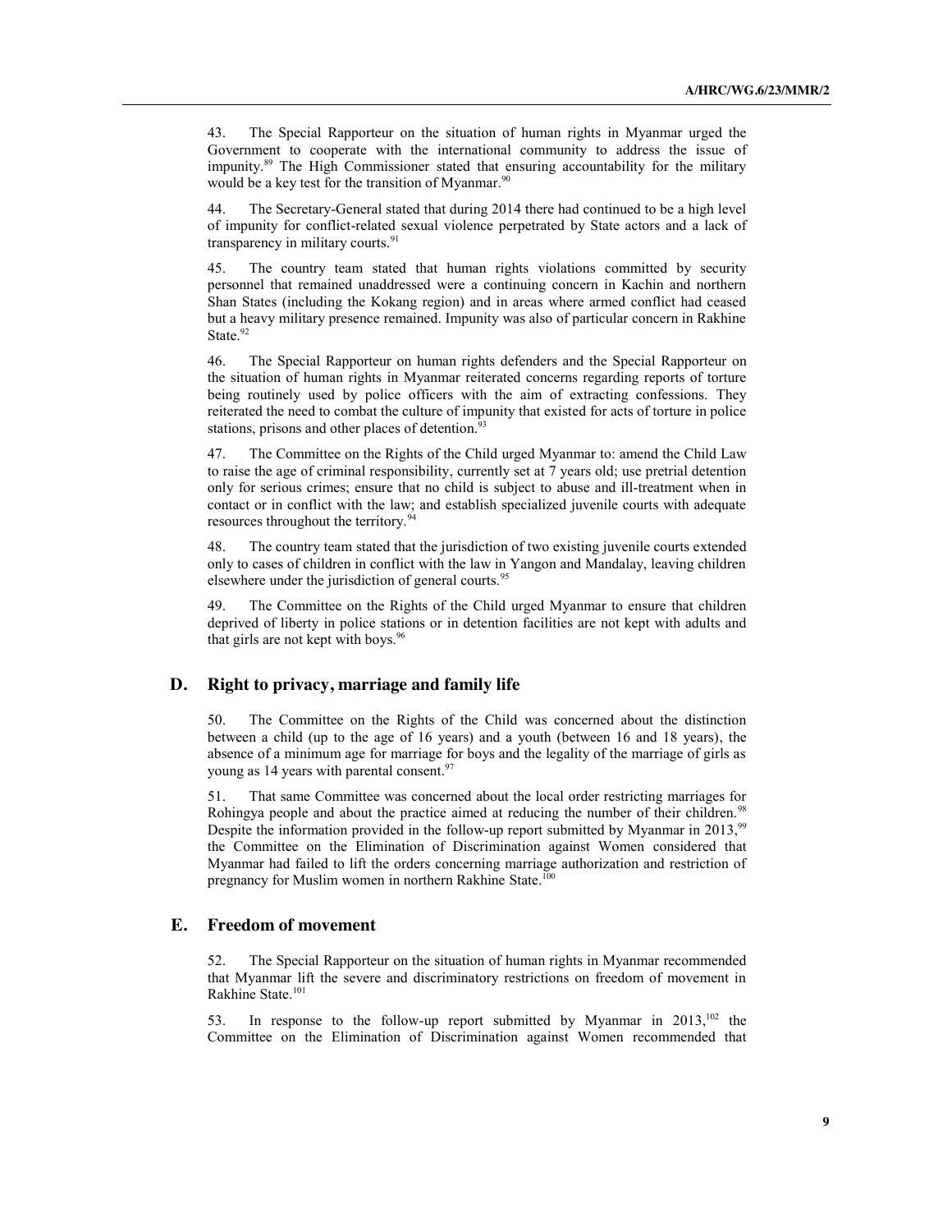43. The Special Rapporteur on the situation of human rights in Myanmar urged the Government to cooperate with the international community to address the issue of impunity.[89] The High Commissioner stated that ensuring accountability for the military would be a key test for the transition of Myanmar.[90]

44. The Secretary-General stated that during 2014 there had continued to be a high level of impunity for conflict-related sexual violence perpetrated by State actors and a lack of transparency in military courts.[91]

45. The country team stated that human rights violations committed by security personnel that remained unaddressed were a continuing concern in Kachin and northern Shan States (including the Kokang region) and in areas where armed conflict had ceased but a heavy military presence remained. Impunity was also of particular concern in Rakhine State.[92]

46. The Special Rapporteur on human rights defenders and the Special Rapporteur on the situation of human rights in Myanmar reiterated concerns regarding reports of torture being routinely used by police officers with the aim of extracting confessions. They reiterated the need to combat the culture of impunity that existed for acts of torture in police stations, prisons and other places of detention.[93]

47. The Committee on the Rights of the Child urged Myanmar to: amend the Child Law to raise the age of criminal responsibility, currently set at 7 years old; use pretrial detention only for serious crimes; ensure that no child is subject to abuse and ill-treatment when in contact or in conflict with the law; and establish specialized juvenile courts with adequate resources throughout the territory.[94]

48. The country team stated that the jurisdiction of two existing juvenile courts extended only to cases of children in conflict with the law in Yangon and Mandalay, leaving children elsewhere under the jurisdiction of general courts.[95]

49. The Committee on the Rights of the Child urged Myanmar to ensure that children deprived of liberty in police stations or in detention facilities are not kept with adults and that girls are not kept with boys.[96]

## D. Right to privacy, marriage and family life

50. The Committee on the Rights of the Child was concerned about the distinction between a child (up to the age of 16 years) and a youth (between 16 and 18 years), the absence of a minimum age for marriage for boys and the legality of the marriage of girls as young as 14 years with parental consent.[97]

51. That same Committee was concerned about the local order restricting marriages for Rohingya people and about the practice aimed at reducing the number of their children.[98] Despite the information provided in the follow-up report submitted by Myanmar in 2013,[99] the Committee on the Elimination of Discrimination against Women considered that Myanmar had failed to lift the orders concerning marriage authorization and restriction of pregnancy for Muslim women in northern Rakhine State.[100]

## E. Freedom of movement

52. The Special Rapporteur on the situation of human rights in Myanmar recommended that Myanmar lift the severe and discriminatory restrictions on freedom of movement in Rakhine State.[101]

53. In response to the follow-up report submitted by Myanmar in 2013,[102] the Committee on the Elimination of Discrimination against Women recommended that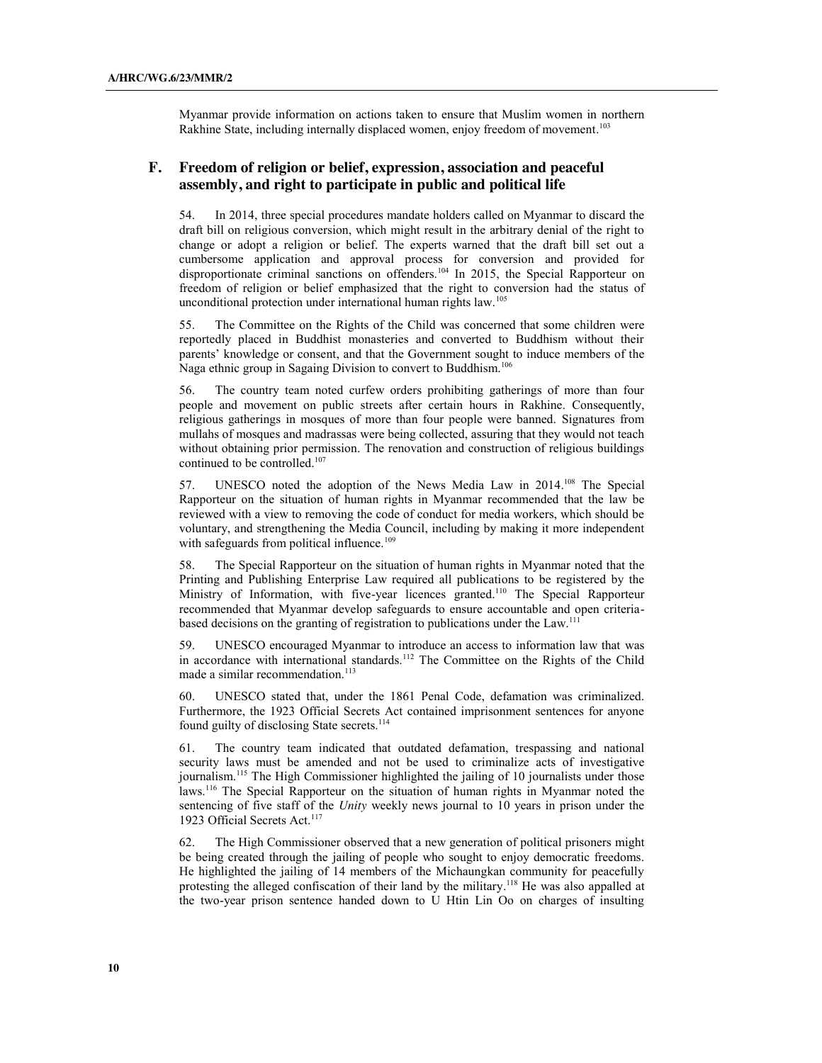Myanmar provide information on actions taken to ensure that Muslim women in northern Rakhine State, including internally displaced women, enjoy freedom of movement.[103]

## F. Freedom of religion or belief, expression, association and peaceful assembly, and right to participate in public and political life

54. In 2014, three special procedures mandate holders called on Myanmar to discard the draft bill on religious conversion, which might result in the arbitrary denial of the right to change or adopt a religion or belief. The experts warned that the draft bill set out a cumbersome application and approval process for conversion and provided for disproportionate criminal sanctions on offenders.[104] In 2015, the Special Rapporteur on freedom of religion or belief emphasized that the right to conversion had the status of unconditional protection under international human rights law.[105]

55. The Committee on the Rights of the Child was concerned that some children were reportedly placed in Buddhist monasteries and converted to Buddhism without their parents' knowledge or consent, and that the Government sought to induce members of the Naga ethnic group in Sagaing Division to convert to Buddhism.[106]

56. The country team noted curfew orders prohibiting gatherings of more than four people and movement on public streets after certain hours in Rakhine. Consequently, religious gatherings in mosques of more than four people were banned. Signatures from mullahs of mosques and madrassas were being collected, assuring that they would not teach without obtaining prior permission. The renovation and construction of religious buildings continued to be controlled.[107]

57. UNESCO noted the adoption of the News Media Law in 2014.[108] The Special Rapporteur on the situation of human rights in Myanmar recommended that the law be reviewed with a view to removing the code of conduct for media workers, which should be voluntary, and strengthening the Media Council, including by making it more independent with safeguards from political influence.[109]

58. The Special Rapporteur on the situation of human rights in Myanmar noted that the Printing and Publishing Enterprise Law required all publications to be registered by the Ministry of Information, with five-year licences granted.[110] The Special Rapporteur recommended that Myanmar develop safeguards to ensure accountable and open criteria-based decisions on the granting of registration to publications under the Law.[111]

59. UNESCO encouraged Myanmar to introduce an access to information law that was in accordance with international standards.[112] The Committee on the Rights of the Child made a similar recommendation.[113]

60. UNESCO stated that, under the 1861 Penal Code, defamation was criminalized. Furthermore, the 1923 Official Secrets Act contained imprisonment sentences for anyone found guilty of disclosing State secrets.[114]

61. The country team indicated that outdated defamation, trespassing and national security laws must be amended and not be used to criminalize acts of investigative journalism.[115] The High Commissioner highlighted the jailing of 10 journalists under those laws.[116] The Special Rapporteur on the situation of human rights in Myanmar noted the sentencing of five staff of the *Unity* weekly news journal to 10 years in prison under the 1923 Official Secrets Act.[117]

62. The High Commissioner observed that a new generation of political prisoners might be being created through the jailing of people who sought to enjoy democratic freedoms. He highlighted the jailing of 14 members of the Michaungkan community for peacefully protesting the alleged confiscation of their land by the military.[118] He was also appalled at the two-year prison sentence handed down to U Htin Lin Oo on charges of insulting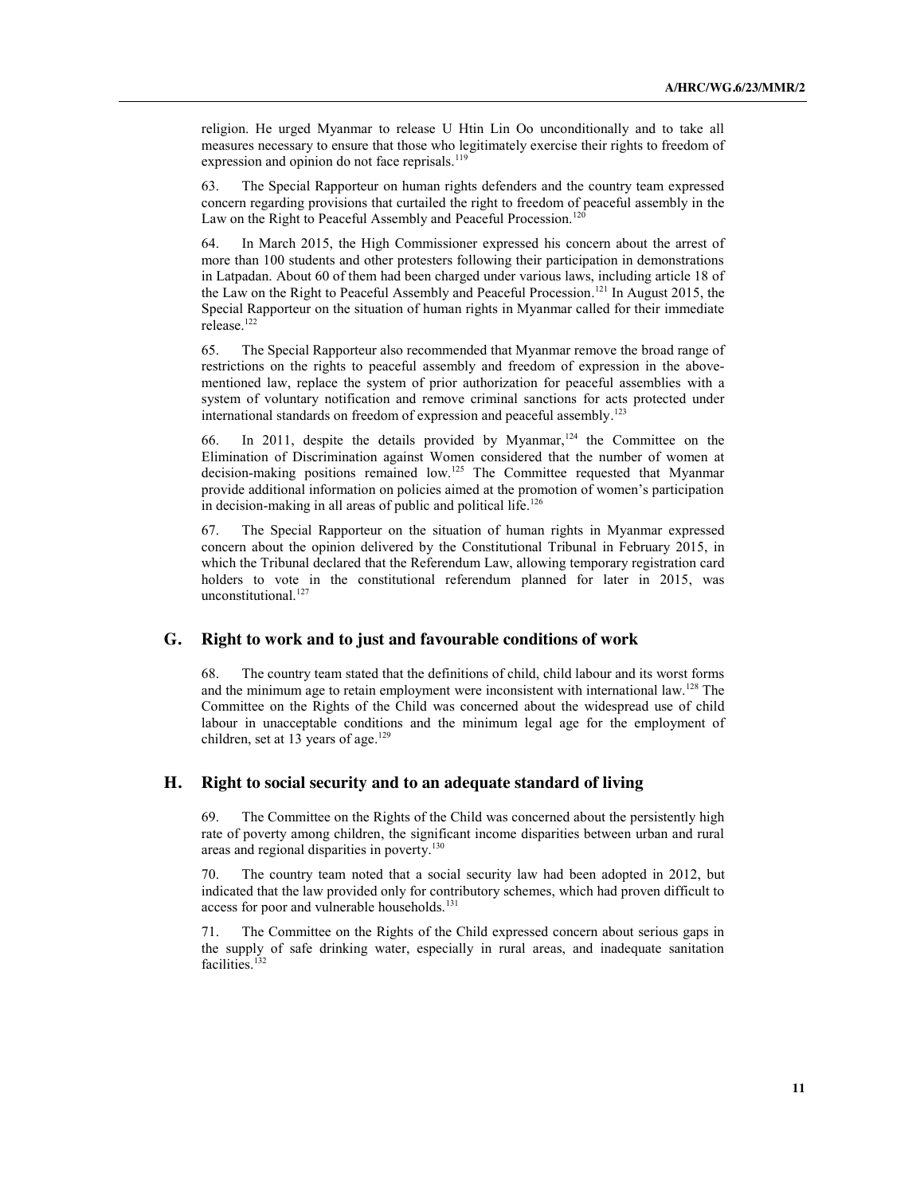religion. He urged Myanmar to release U Htin Lin Oo unconditionally and to take all measures necessary to ensure that those who legitimately exercise their rights to freedom of expression and opinion do not face reprisals.[119]

63. The Special Rapporteur on human rights defenders and the country team expressed concern regarding provisions that curtailed the right to freedom of peaceful assembly in the Law on the Right to Peaceful Assembly and Peaceful Procession.[120]

64. In March 2015, the High Commissioner expressed his concern about the arrest of more than 100 students and other protesters following their participation in demonstrations in Latpadan. About 60 of them had been charged under various laws, including article 18 of the Law on the Right to Peaceful Assembly and Peaceful Procession.[121] In August 2015, the Special Rapporteur on the situation of human rights in Myanmar called for their immediate release.[122]

65. The Special Rapporteur also recommended that Myanmar remove the broad range of restrictions on the rights to peaceful assembly and freedom of expression in the above-mentioned law, replace the system of prior authorization for peaceful assemblies with a system of voluntary notification and remove criminal sanctions for acts protected under international standards on freedom of expression and peaceful assembly.[123]

66. In 2011, despite the details provided by Myanmar,[124] the Committee on the Elimination of Discrimination against Women considered that the number of women at decision-making positions remained low.[125] The Committee requested that Myanmar provide additional information on policies aimed at the promotion of women's participation in decision-making in all areas of public and political life.[126]

67. The Special Rapporteur on the situation of human rights in Myanmar expressed concern about the opinion delivered by the Constitutional Tribunal in February 2015, in which the Tribunal declared that the Referendum Law, allowing temporary registration card holders to vote in the constitutional referendum planned for later in 2015, was unconstitutional.[127]

## G. Right to work and to just and favourable conditions of work

68. The country team stated that the definitions of child, child labour and its worst forms and the minimum age to retain employment were inconsistent with international law.[128] The Committee on the Rights of the Child was concerned about the widespread use of child labour in unacceptable conditions and the minimum legal age for the employment of children, set at 13 years of age.[129]

## H. Right to social security and to an adequate standard of living

69. The Committee on the Rights of the Child was concerned about the persistently high rate of poverty among children, the significant income disparities between urban and rural areas and regional disparities in poverty.[130]

70. The country team noted that a social security law had been adopted in 2012, but indicated that the law provided only for contributory schemes, which had proven difficult to access for poor and vulnerable households.[131]

71. The Committee on the Rights of the Child expressed concern about serious gaps in the supply of safe drinking water, especially in rural areas, and inadequate sanitation facilities.[132]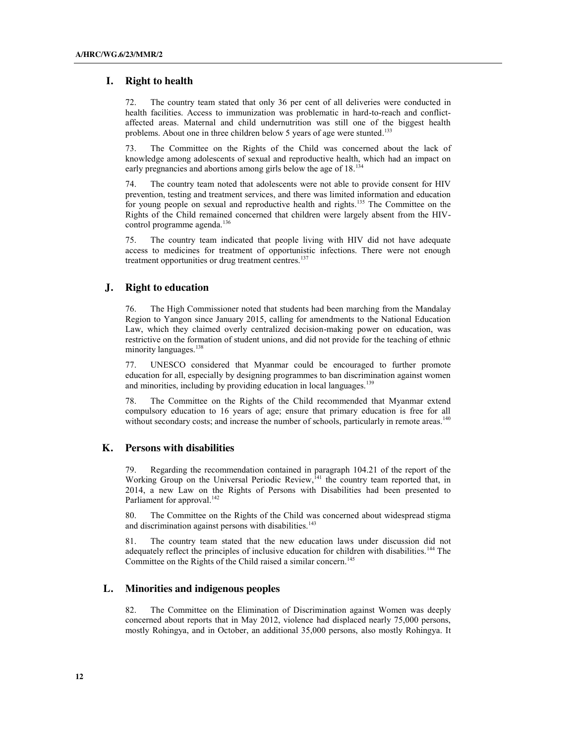## I. Right to health

72. The country team stated that only 36 per cent of all deliveries were conducted in health facilities. Access to immunization was problematic in hard-to-reach and conflict-affected areas. Maternal and child undernutrition was still one of the biggest health problems. About one in three children below 5 years of age were stunted.[133]

73. The Committee on the Rights of the Child was concerned about the lack of knowledge among adolescents of sexual and reproductive health, which had an impact on early pregnancies and abortions among girls below the age of 18.[134]

74. The country team noted that adolescents were not able to provide consent for HIV prevention, testing and treatment services, and there was limited information and education for young people on sexual and reproductive health and rights.[135] The Committee on the Rights of the Child remained concerned that children were largely absent from the HIV-control programme agenda.[136]

75. The country team indicated that people living with HIV did not have adequate access to medicines for treatment of opportunistic infections. There were not enough treatment opportunities or drug treatment centres.[137]

## J. Right to education

76. The High Commissioner noted that students had been marching from the Mandalay Region to Yangon since January 2015, calling for amendments to the National Education Law, which they claimed overly centralized decision-making power on education, was restrictive on the formation of student unions, and did not provide for the teaching of ethnic minority languages.[138]

77. UNESCO considered that Myanmar could be encouraged to further promote education for all, especially by designing programmes to ban discrimination against women and minorities, including by providing education in local languages.[139]

78. The Committee on the Rights of the Child recommended that Myanmar extend compulsory education to 16 years of age; ensure that primary education is free for all without secondary costs; and increase the number of schools, particularly in remote areas.[140]

## K. Persons with disabilities

79. Regarding the recommendation contained in paragraph 104.21 of the report of the Working Group on the Universal Periodic Review,[141] the country team reported that, in 2014, a new Law on the Rights of Persons with Disabilities had been presented to Parliament for approval.[142]

80. The Committee on the Rights of the Child was concerned about widespread stigma and discrimination against persons with disabilities.[143]

81. The country team stated that the new education laws under discussion did not adequately reflect the principles of inclusive education for children with disabilities.[144] The Committee on the Rights of the Child raised a similar concern.[145]

## L. Minorities and indigenous peoples

82. The Committee on the Elimination of Discrimination against Women was deeply concerned about reports that in May 2012, violence had displaced nearly 75,000 persons, mostly Rohingya, and in October, an additional 35,000 persons, also mostly Rohingya. It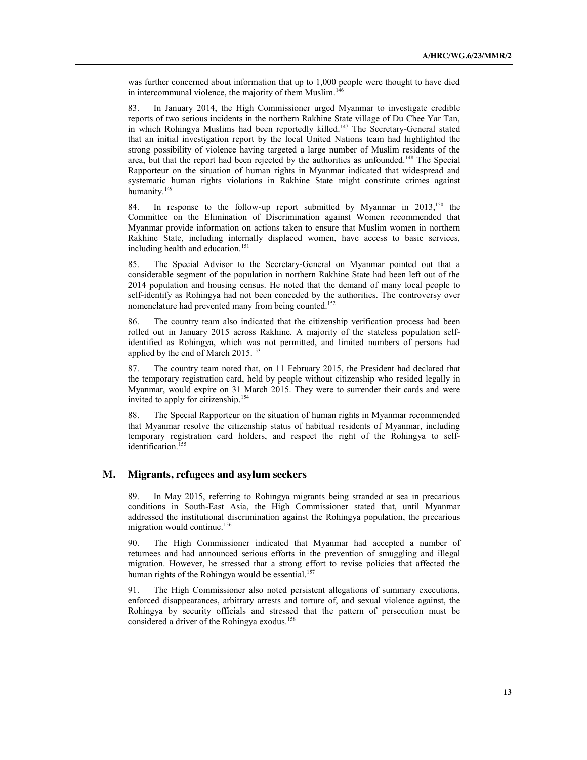was further concerned about information that up to 1,000 people were thought to have died in intercommunal violence, the majority of them Muslim.[146]

83. In January 2014, the High Commissioner urged Myanmar to investigate credible reports of two serious incidents in the northern Rakhine State village of Du Chee Yar Tan, in which Rohingya Muslims had been reportedly killed.[147] The Secretary-General stated that an initial investigation report by the local United Nations team had highlighted the strong possibility of violence having targeted a large number of Muslim residents of the area, but that the report had been rejected by the authorities as unfounded.[148] The Special Rapporteur on the situation of human rights in Myanmar indicated that widespread and systematic human rights violations in Rakhine State might constitute crimes against humanity.[149]

84. In response to the follow-up report submitted by Myanmar in 2013,[150] the Committee on the Elimination of Discrimination against Women recommended that Myanmar provide information on actions taken to ensure that Muslim women in northern Rakhine State, including internally displaced women, have access to basic services, including health and education.[151]

85. The Special Advisor to the Secretary-General on Myanmar pointed out that a considerable segment of the population in northern Rakhine State had been left out of the 2014 population and housing census. He noted that the demand of many local people to self-identify as Rohingya had not been conceded by the authorities. The controversy over nomenclature had prevented many from being counted.[152]

86. The country team also indicated that the citizenship verification process had been rolled out in January 2015 across Rakhine. A majority of the stateless population self-identified as Rohingya, which was not permitted, and limited numbers of persons had applied by the end of March 2015.[153]

87. The country team noted that, on 11 February 2015, the President had declared that the temporary registration card, held by people without citizenship who resided legally in Myanmar, would expire on 31 March 2015. They were to surrender their cards and were invited to apply for citizenship.[154]

88. The Special Rapporteur on the situation of human rights in Myanmar recommended that Myanmar resolve the citizenship status of habitual residents of Myanmar, including temporary registration card holders, and respect the right of the Rohingya to self-identification.[155]

## M. Migrants, refugees and asylum seekers

89. In May 2015, referring to Rohingya migrants being stranded at sea in precarious conditions in South-East Asia, the High Commissioner stated that, until Myanmar addressed the institutional discrimination against the Rohingya population, the precarious migration would continue.[156]

90. The High Commissioner indicated that Myanmar had accepted a number of returnees and had announced serious efforts in the prevention of smuggling and illegal migration. However, he stressed that a strong effort to revise policies that affected the human rights of the Rohingya would be essential.[157]

91. The High Commissioner also noted persistent allegations of summary executions, enforced disappearances, arbitrary arrests and torture of, and sexual violence against, the Rohingya by security officials and stressed that the pattern of persecution must be considered a driver of the Rohingya exodus.[158]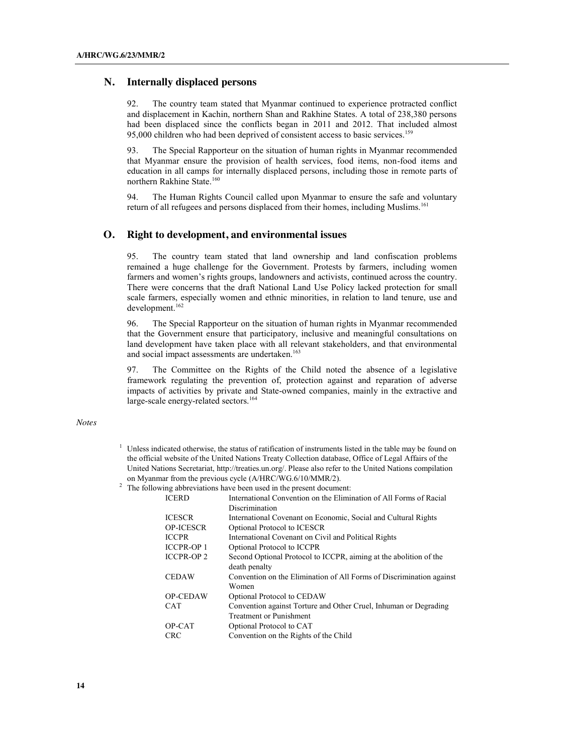## N. Internally displaced persons

92. The country team stated that Myanmar continued to experience protracted conflict and displacement in Kachin, northern Shan and Rakhine States. A total of 238,380 persons had been displaced since the conflicts began in 2011 and 2012. That included almost 95,000 children who had been deprived of consistent access to basic services.[159]

93. The Special Rapporteur on the situation of human rights in Myanmar recommended that Myanmar ensure the provision of health services, food items, non-food items and education in all camps for internally displaced persons, including those in remote parts of northern Rakhine State.[160]

94. The Human Rights Council called upon Myanmar to ensure the safe and voluntary return of all refugees and persons displaced from their homes, including Muslims.[161]

## O. Right to development, and environmental issues

95. The country team stated that land ownership and land confiscation problems remained a huge challenge for the Government. Protests by farmers, including women farmers and women's rights groups, landowners and activists, continued across the country. There were concerns that the draft National Land Use Policy lacked protection for small scale farmers, especially women and ethnic minorities, in relation to land tenure, use and development.[162]

96. The Special Rapporteur on the situation of human rights in Myanmar recommended that the Government ensure that participatory, inclusive and meaningful consultations on land development have taken place with all relevant stakeholders, and that environmental and social impact assessments are undertaken.[163]

97. The Committee on the Rights of the Child noted the absence of a legislative framework regulating the prevention of, protection against and reparation of adverse impacts of activities by private and State-owned companies, mainly in the extractive and large-scale energy-related sectors.[164]

*Notes*

[1] Unless indicated otherwise, the status of ratification of instruments listed in the table may be found on the official website of the United Nations Treaty Collection database, Office of Legal Affairs of the United Nations Secretariat, http://treaties.un.org/. Please also refer to the United Nations compilation on Myanmar from the previous cycle (A/HRC/WG.6/10/MMR/2).

[2] The following abbreviations have been used in the present document:

| | |
|---|---|
| ICERD | International Convention on the Elimination of All Forms of Racial Discrimination |
| ICESCR | International Covenant on Economic, Social and Cultural Rights |
| OP-ICESCR | Optional Protocol to ICESCR |
| ICCPR | International Covenant on Civil and Political Rights |
| ICCPR-OP 1 | Optional Protocol to ICCPR |
| ICCPR-OP 2 | Second Optional Protocol to ICCPR, aiming at the abolition of the death penalty |
| CEDAW | Convention on the Elimination of All Forms of Discrimination against Women |
| OP-CEDAW | Optional Protocol to CEDAW |
| CAT | Convention against Torture and Other Cruel, Inhuman or Degrading Treatment or Punishment |
| OP-CAT | Optional Protocol to CAT |
| CRC | Convention on the Rights of the Child |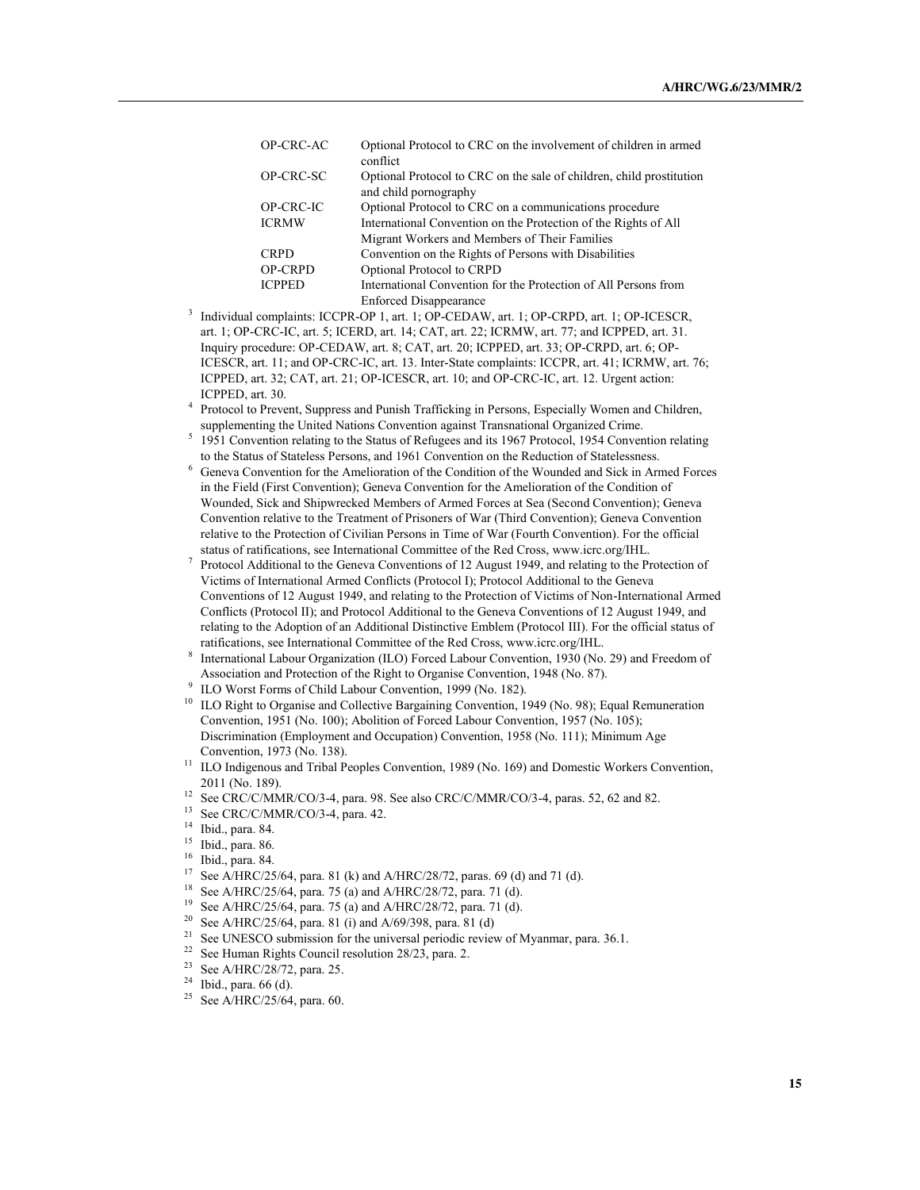| | |
|---|---|
| OP-CRC-AC | Optional Protocol to CRC on the involvement of children in armed conflict |
| OP-CRC-SC | Optional Protocol to CRC on the sale of children, child prostitution and child pornography |
| OP-CRC-IC | Optional Protocol to CRC on a communications procedure |
| ICRMW | International Convention on the Protection of the Rights of All Migrant Workers and Members of Their Families |
| CRPD | Convention on the Rights of Persons with Disabilities |
| OP-CRPD | Optional Protocol to CRPD |
| ICPPED | International Convention for the Protection of All Persons from Enforced Disappearance |

[3] Individual complaints: ICCPR-OP 1, art. 1; OP-CEDAW, art. 1; OP-CRPD, art. 1; OP-ICESCR, art. 1; OP-CRC-IC, art. 5; ICERD, art. 14; CAT, art. 22; ICRMW, art. 77; and ICPPED, art. 31. Inquiry procedure: OP-CEDAW, art. 8; CAT, art. 20; ICPPED, art. 33; OP-CRPD, art. 6; OP-ICESCR, art. 11; and OP-CRC-IC, art. 13. Inter-State complaints: ICCPR, art. 41; ICRMW, art. 76; ICPPED, art. 32; CAT, art. 21; OP-ICESCR, art. 10; and OP-CRC-IC, art. 12. Urgent action: ICPPED, art. 30.

[4] Protocol to Prevent, Suppress and Punish Trafficking in Persons, Especially Women and Children, supplementing the United Nations Convention against Transnational Organized Crime.

[5] 1951 Convention relating to the Status of Refugees and its 1967 Protocol, 1954 Convention relating to the Status of Stateless Persons, and 1961 Convention on the Reduction of Statelessness.

[6] Geneva Convention for the Amelioration of the Condition of the Wounded and Sick in Armed Forces in the Field (First Convention); Geneva Convention for the Amelioration of the Condition of Wounded, Sick and Shipwrecked Members of Armed Forces at Sea (Second Convention); Geneva Convention relative to the Treatment of Prisoners of War (Third Convention); Geneva Convention relative to the Protection of Civilian Persons in Time of War (Fourth Convention). For the official status of ratifications, see International Committee of the Red Cross, www.icrc.org/IHL.

[7] Protocol Additional to the Geneva Conventions of 12 August 1949, and relating to the Protection of Victims of International Armed Conflicts (Protocol I); Protocol Additional to the Geneva Conventions of 12 August 1949, and relating to the Protection of Victims of Non-International Armed Conflicts (Protocol II); and Protocol Additional to the Geneva Conventions of 12 August 1949, and relating to the Adoption of an Additional Distinctive Emblem (Protocol III). For the official status of ratifications, see International Committee of the Red Cross, www.icrc.org/IHL.

[8] International Labour Organization (ILO) Forced Labour Convention, 1930 (No. 29) and Freedom of Association and Protection of the Right to Organise Convention, 1948 (No. 87).

[9] ILO Worst Forms of Child Labour Convention, 1999 (No. 182).

[10] ILO Right to Organise and Collective Bargaining Convention, 1949 (No. 98); Equal Remuneration Convention, 1951 (No. 100); Abolition of Forced Labour Convention, 1957 (No. 105); Discrimination (Employment and Occupation) Convention, 1958 (No. 111); Minimum Age Convention, 1973 (No. 138).

[11] ILO Indigenous and Tribal Peoples Convention, 1989 (No. 169) and Domestic Workers Convention, 2011 (No. 189).

[12] See CRC/C/MMR/CO/3-4, para. 98. See also CRC/C/MMR/CO/3-4, paras. 52, 62 and 82.

[13] See CRC/C/MMR/CO/3-4, para. 42.

[14] Ibid., para. 84.

[15] Ibid., para. 86.

[16] Ibid., para. 84.

[17] See A/HRC/25/64, para. 81 (k) and A/HRC/28/72, paras. 69 (d) and 71 (d).

[18] See A/HRC/25/64, para. 75 (a) and A/HRC/28/72, para. 71 (d).

[19] See A/HRC/25/64, para. 75 (a) and A/HRC/28/72, para. 71 (d).

[20] See A/HRC/25/64, para. 81 (i) and A/69/398, para. 81 (d)

[21] See UNESCO submission for the universal periodic review of Myanmar, para. 36.1.

[22] See Human Rights Council resolution 28/23, para. 2.

[23] See A/HRC/28/72, para. 25.

[24] Ibid., para. 66 (d).

[25] See A/HRC/25/64, para. 60.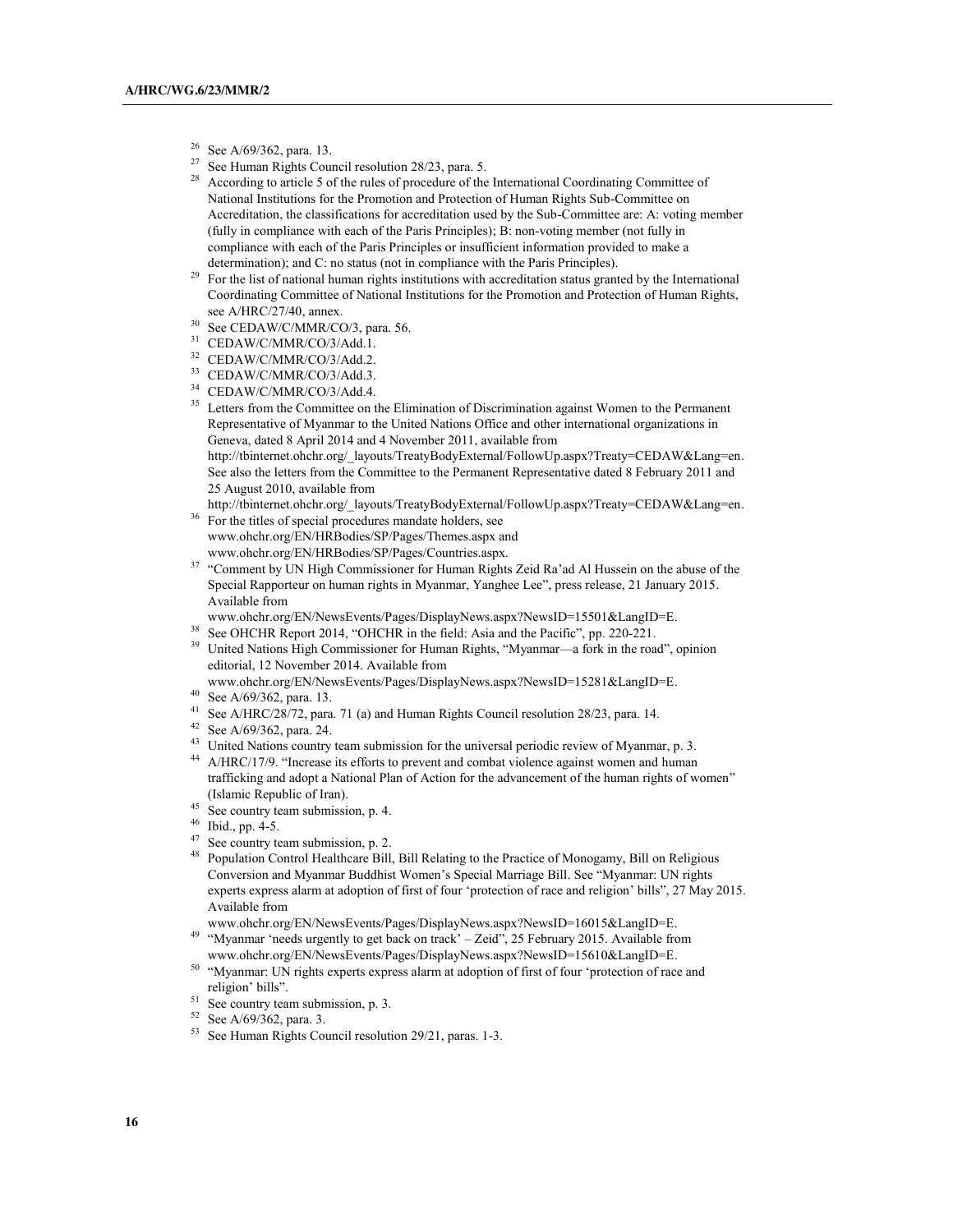[26] See A/69/362, para. 13.

[27] See Human Rights Council resolution 28/23, para. 5.

[28] According to article 5 of the rules of procedure of the International Coordinating Committee of National Institutions for the Promotion and Protection of Human Rights Sub-Committee on Accreditation, the classifications for accreditation used by the Sub-Committee are: A: voting member (fully in compliance with each of the Paris Principles); B: non-voting member (not fully in compliance with each of the Paris Principles or insufficient information provided to make a determination); and C: no status (not in compliance with the Paris Principles).

[29] For the list of national human rights institutions with accreditation status granted by the International Coordinating Committee of National Institutions for the Promotion and Protection of Human Rights, see A/HRC/27/40, annex.

[30] See CEDAW/C/MMR/CO/3, para. 56.

[31] CEDAW/C/MMR/CO/3/Add.1.

[32] CEDAW/C/MMR/CO/3/Add.2.

[33] CEDAW/C/MMR/CO/3/Add.3.

[34] CEDAW/C/MMR/CO/3/Add.4.

[35] Letters from the Committee on the Elimination of Discrimination against Women to the Permanent Representative of Myanmar to the United Nations Office and other international organizations in Geneva, dated 8 April 2014 and 4 November 2011, available from http://tbinternet.ohchr.org/_layouts/TreatyBodyExternal/FollowUp.aspx?Treaty=CEDAW&Lang=en. See also the letters from the Committee to the Permanent Representative dated 8 February 2011 and 25 August 2010, available from http://tbinternet.ohchr.org/_layouts/TreatyBodyExternal/FollowUp.aspx?Treaty=CEDAW&Lang=en.

[36] For the titles of special procedures mandate holders, see www.ohchr.org/EN/HRBodies/SP/Pages/Themes.aspx and www.ohchr.org/EN/HRBodies/SP/Pages/Countries.aspx.

[37] "Comment by UN High Commissioner for Human Rights Zeid Ra'ad Al Hussein on the abuse of the Special Rapporteur on human rights in Myanmar, Yanghee Lee", press release, 21 January 2015. Available from www.ohchr.org/EN/NewsEvents/Pages/DisplayNews.aspx?NewsID=15501&LangID=E.

[38] See OHCHR Report 2014, "OHCHR in the field: Asia and the Pacific", pp. 220-221.

[39] United Nations High Commissioner for Human Rights, "Myanmar—a fork in the road", opinion editorial, 12 November 2014. Available from www.ohchr.org/EN/NewsEvents/Pages/DisplayNews.aspx?NewsID=15281&LangID=E.

[40] See A/69/362, para. 13.

[41] See A/HRC/28/72, para. 71 (a) and Human Rights Council resolution 28/23, para. 14.

[42] See A/69/362, para. 24.

[43] United Nations country team submission for the universal periodic review of Myanmar, p. 3.

[44] A/HRC/17/9. "Increase its efforts to prevent and combat violence against women and human trafficking and adopt a National Plan of Action for the advancement of the human rights of women" (Islamic Republic of Iran).

[45] See country team submission, p. 4.

[46] Ibid., pp. 4-5.

[47] See country team submission, p. 2.

[48] Population Control Healthcare Bill, Bill Relating to the Practice of Monogamy, Bill on Religious Conversion and Myanmar Buddhist Women's Special Marriage Bill. See "Myanmar: UN rights experts express alarm at adoption of first of four 'protection of race and religion' bills", 27 May 2015. Available from www.ohchr.org/EN/NewsEvents/Pages/DisplayNews.aspx?NewsID=16015&LangID=E.

[49] "Myanmar 'needs urgently to get back on track' – Zeid", 25 February 2015. Available from www.ohchr.org/EN/NewsEvents/Pages/DisplayNews.aspx?NewsID=15610&LangID=E.

[50] "Myanmar: UN rights experts express alarm at adoption of first of four 'protection of race and religion' bills".

[51] See country team submission, p. 3.

[52] See A/69/362, para. 3.

[53] See Human Rights Council resolution 29/21, paras. 1-3.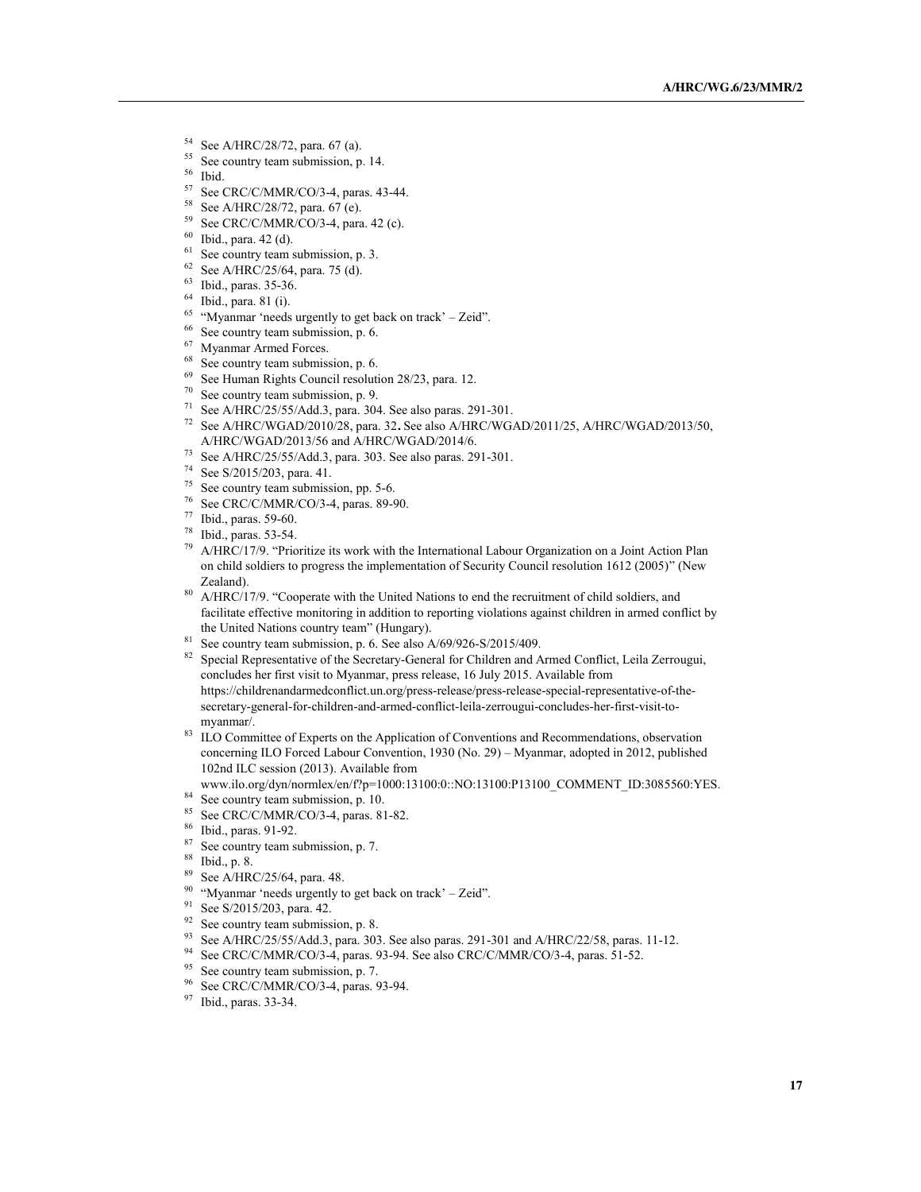[54] See A/HRC/28/72, para. 67 (a).

[55] See country team submission, p. 14.

[56] Ibid.

[57] See CRC/C/MMR/CO/3-4, paras. 43-44.

[58] See A/HRC/28/72, para. 67 (e).

[59] See CRC/C/MMR/CO/3-4, para. 42 (c).

[60] Ibid., para. 42 (d).

[61] See country team submission, p. 3.

[62] See A/HRC/25/64, para. 75 (d).

[63] Ibid., paras. 35-36.

[64] Ibid., para. 81 (i).

[65] "Myanmar 'needs urgently to get back on track' – Zeid".

[66] See country team submission, p. 6.

[67] Myanmar Armed Forces.

[68] See country team submission, p. 6.

[69] See Human Rights Council resolution 28/23, para. 12.

[70] See country team submission, p. 9.

[71] See A/HRC/25/55/Add.3, para. 304. See also paras. 291-301.

[72] See A/HRC/WGAD/2010/28, para. 32**.** See also A/HRC/WGAD/2011/25, A/HRC/WGAD/2013/50, A/HRC/WGAD/2013/56 and A/HRC/WGAD/2014/6.

[73] See A/HRC/25/55/Add.3, para. 303. See also paras. 291-301.

[74] See S/2015/203, para. 41.

[75] See country team submission, pp. 5-6.

[76] See CRC/C/MMR/CO/3-4, paras. 89-90.

[77] Ibid., paras. 59-60.

[78] Ibid., paras. 53-54.

[79] A/HRC/17/9. "Prioritize its work with the International Labour Organization on a Joint Action Plan on child soldiers to progress the implementation of Security Council resolution 1612 (2005)" (New Zealand).

[80] A/HRC/17/9. "Cooperate with the United Nations to end the recruitment of child soldiers, and facilitate effective monitoring in addition to reporting violations against children in armed conflict by the United Nations country team" (Hungary).

[81] See country team submission, p. 6. See also A/69/926-S/2015/409.

[82] Special Representative of the Secretary-General for Children and Armed Conflict, Leila Zerrougui, concludes her first visit to Myanmar, press release, 16 July 2015. Available from https://childrenandarmedconflict.un.org/press-release/press-release-special-representative-of-the-secretary-general-for-children-and-armed-conflict-leila-zerrougui-concludes-her-first-visit-to-myanmar/.

[83] ILO Committee of Experts on the Application of Conventions and Recommendations, observation concerning ILO Forced Labour Convention, 1930 (No. 29) – Myanmar, adopted in 2012, published 102nd ILC session (2013). Available from www.ilo.org/dyn/normlex/en/f?p=1000:13100:0::NO:13100:P13100_COMMENT_ID:3085560:YES.

[84] See country team submission, p. 10.

[85] See CRC/C/MMR/CO/3-4, paras. 81-82.

[86] Ibid., paras. 91-92.

[87] See country team submission, p. 7.

[88] Ibid., p. 8.

[89] See A/HRC/25/64, para. 48.

[90] "Myanmar 'needs urgently to get back on track' – Zeid".

[91] See S/2015/203, para. 42.

[92] See country team submission, p. 8.

[93] See A/HRC/25/55/Add.3, para. 303. See also paras. 291-301 and A/HRC/22/58, paras. 11-12.

[94] See CRC/C/MMR/CO/3-4, paras. 93-94. See also CRC/C/MMR/CO/3-4, paras. 51-52.

[95] See country team submission, p. 7.

[96] See CRC/C/MMR/CO/3-4, paras. 93-94.

[97] Ibid., paras. 33-34.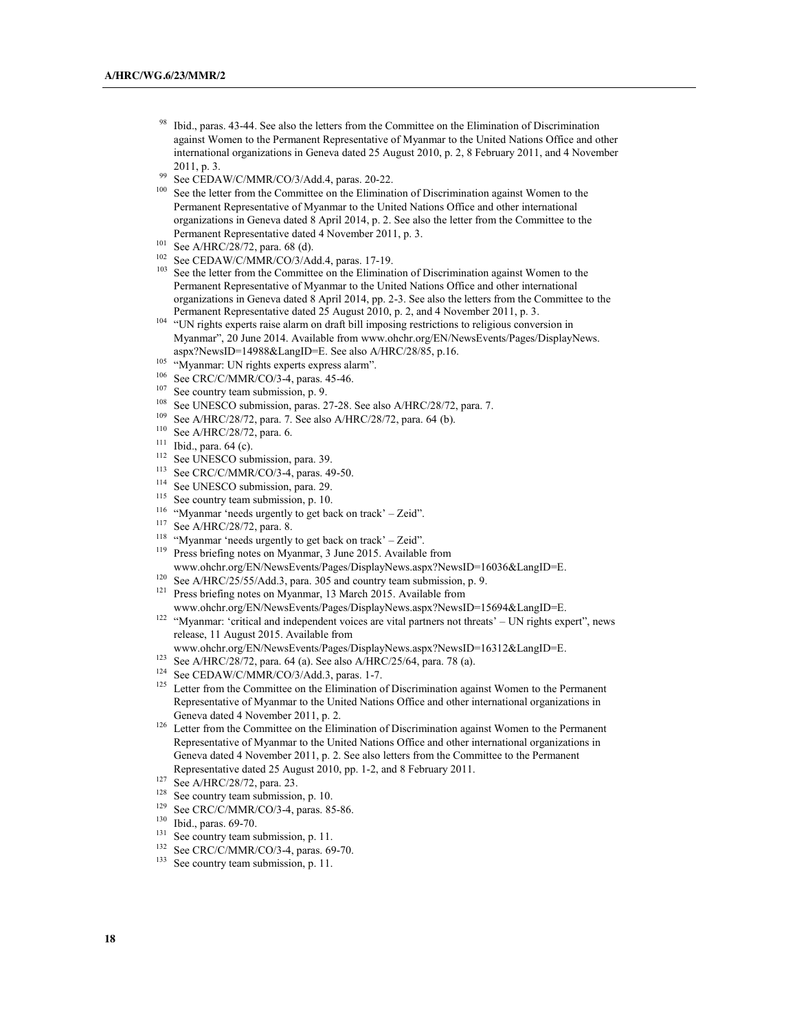[98] Ibid., paras. 43-44. See also the letters from the Committee on the Elimination of Discrimination against Women to the Permanent Representative of Myanmar to the United Nations Office and other international organizations in Geneva dated 25 August 2010, p. 2, 8 February 2011, and 4 November 2011, p. 3.

[99] See CEDAW/C/MMR/CO/3/Add.4, paras. 20-22.

[100] See the letter from the Committee on the Elimination of Discrimination against Women to the Permanent Representative of Myanmar to the United Nations Office and other international organizations in Geneva dated 8 April 2014, p. 2. See also the letter from the Committee to the Permanent Representative dated 4 November 2011, p. 3.

[101] See A/HRC/28/72, para. 68 (d).

[102] See CEDAW/C/MMR/CO/3/Add.4, paras. 17-19.

[103] See the letter from the Committee on the Elimination of Discrimination against Women to the Permanent Representative of Myanmar to the United Nations Office and other international organizations in Geneva dated 8 April 2014, pp. 2-3. See also the letters from the Committee to the Permanent Representative dated 25 August 2010, p. 2, and 4 November 2011, p. 3.

[104] "UN rights experts raise alarm on draft bill imposing restrictions to religious conversion in Myanmar", 20 June 2014. Available from www.ohchr.org/EN/NewsEvents/Pages/DisplayNews.aspx?NewsID=14988&LangID=E. See also A/HRC/28/85, p.16.

[105] "Myanmar: UN rights experts express alarm".

[106] See CRC/C/MMR/CO/3-4, paras. 45-46.

[107] See country team submission, p. 9.

[108] See UNESCO submission, paras. 27-28. See also A/HRC/28/72, para. 7.

[109] See A/HRC/28/72, para. 7. See also A/HRC/28/72, para. 64 (b).

[110] See A/HRC/28/72, para. 6.

[111] Ibid., para. 64 (c).

[112] See UNESCO submission, para. 39.

[113] See CRC/C/MMR/CO/3-4, paras. 49-50.

[114] See UNESCO submission, para. 29.

[115] See country team submission, p. 10.

[116] "Myanmar 'needs urgently to get back on track' – Zeid".

[117] See A/HRC/28/72, para. 8.

[118] "Myanmar 'needs urgently to get back on track' – Zeid".

[119] Press briefing notes on Myanmar, 3 June 2015. Available from www.ohchr.org/EN/NewsEvents/Pages/DisplayNews.aspx?NewsID=16036&LangID=E.

[120] See A/HRC/25/55/Add.3, para. 305 and country team submission, p. 9.

[121] Press briefing notes on Myanmar, 13 March 2015. Available from www.ohchr.org/EN/NewsEvents/Pages/DisplayNews.aspx?NewsID=15694&LangID=E.

[122] "Myanmar: 'critical and independent voices are vital partners not threats' – UN rights expert", news release, 11 August 2015. Available from www.ohchr.org/EN/NewsEvents/Pages/DisplayNews.aspx?NewsID=16312&LangID=E.

[123] See A/HRC/28/72, para. 64 (a). See also A/HRC/25/64, para. 78 (a).

[124] See CEDAW/C/MMR/CO/3/Add.3, paras. 1-7.

[125] Letter from the Committee on the Elimination of Discrimination against Women to the Permanent Representative of Myanmar to the United Nations Office and other international organizations in Geneva dated 4 November 2011, p. 2.

[126] Letter from the Committee on the Elimination of Discrimination against Women to the Permanent Representative of Myanmar to the United Nations Office and other international organizations in Geneva dated 4 November 2011, p. 2. See also letters from the Committee to the Permanent Representative dated 25 August 2010, pp. 1-2, and 8 February 2011.

[127] See A/HRC/28/72, para. 23.

[128] See country team submission, p. 10.

[129] See CRC/C/MMR/CO/3-4, paras. 85-86.

[130] Ibid., paras. 69-70.

[131] See country team submission, p. 11.

[132] See CRC/C/MMR/CO/3-4, paras. 69-70.

[133] See country team submission, p. 11.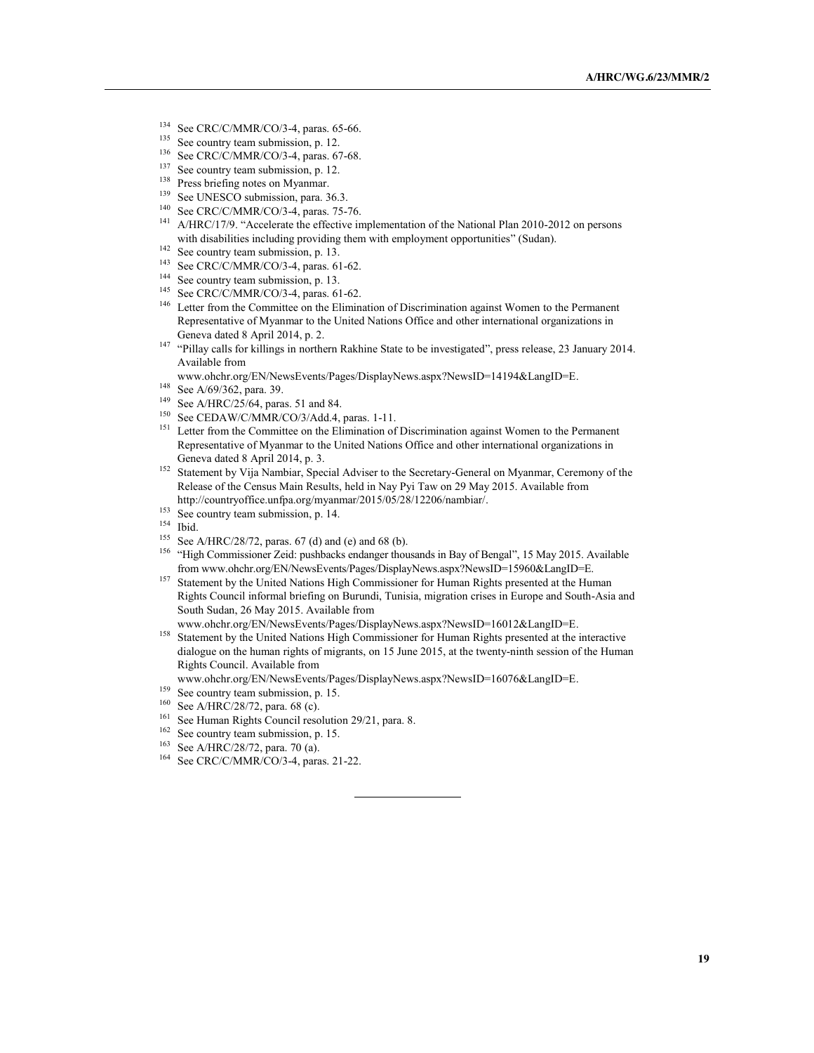[134] See CRC/C/MMR/CO/3-4, paras. 65-66.

[135] See country team submission, p. 12.

[136] See CRC/C/MMR/CO/3-4, paras. 67-68.

[137] See country team submission, p. 12.

[138] Press briefing notes on Myanmar.

[139] See UNESCO submission, para. 36.3.

[140] See CRC/C/MMR/CO/3-4, paras. 75-76.

[141] A/HRC/17/9. "Accelerate the effective implementation of the National Plan 2010-2012 on persons with disabilities including providing them with employment opportunities" (Sudan).

[142] See country team submission, p. 13.

[143] See CRC/C/MMR/CO/3-4, paras. 61-62.

[144] See country team submission, p. 13.

[145] See CRC/C/MMR/CO/3-4, paras. 61-62.

[146] Letter from the Committee on the Elimination of Discrimination against Women to the Permanent Representative of Myanmar to the United Nations Office and other international organizations in Geneva dated 8 April 2014, p. 2.

[147] "Pillay calls for killings in northern Rakhine State to be investigated", press release, 23 January 2014. Available from www.ohchr.org/EN/NewsEvents/Pages/DisplayNews.aspx?NewsID=14194&LangID=E.

[148] See A/69/362, para. 39.

[149] See A/HRC/25/64, paras. 51 and 84.

[150] See CEDAW/C/MMR/CO/3/Add.4, paras. 1-11.

[151] Letter from the Committee on the Elimination of Discrimination against Women to the Permanent Representative of Myanmar to the United Nations Office and other international organizations in Geneva dated 8 April 2014, p. 3.

[152] Statement by Vija Nambiar, Special Adviser to the Secretary-General on Myanmar, Ceremony of the Release of the Census Main Results, held in Nay Pyi Taw on 29 May 2015. Available from http://countryoffice.unfpa.org/myanmar/2015/05/28/12206/nambiar/.

[153] See country team submission, p. 14.

[154] Ibid.

[155] See A/HRC/28/72, paras. 67 (d) and (e) and 68 (b).

[156] "High Commissioner Zeid: pushbacks endanger thousands in Bay of Bengal", 15 May 2015. Available from www.ohchr.org/EN/NewsEvents/Pages/DisplayNews.aspx?NewsID=15960&LangID=E.

[157] Statement by the United Nations High Commissioner for Human Rights presented at the Human Rights Council informal briefing on Burundi, Tunisia, migration crises in Europe and South-Asia and South Sudan, 26 May 2015. Available from www.ohchr.org/EN/NewsEvents/Pages/DisplayNews.aspx?NewsID=16012&LangID=E.

[158] Statement by the United Nations High Commissioner for Human Rights presented at the interactive dialogue on the human rights of migrants, on 15 June 2015, at the twenty-ninth session of the Human Rights Council. Available from www.ohchr.org/EN/NewsEvents/Pages/DisplayNews.aspx?NewsID=16076&LangID=E.

[159] See country team submission, p. 15.

[160] See A/HRC/28/72, para. 68 (c).

[161] See Human Rights Council resolution 29/21, para. 8.

[162] See country team submission, p. 15.

[163] See A/HRC/28/72, para. 70 (a).

[164] See CRC/C/MMR/CO/3-4, paras. 21-22.